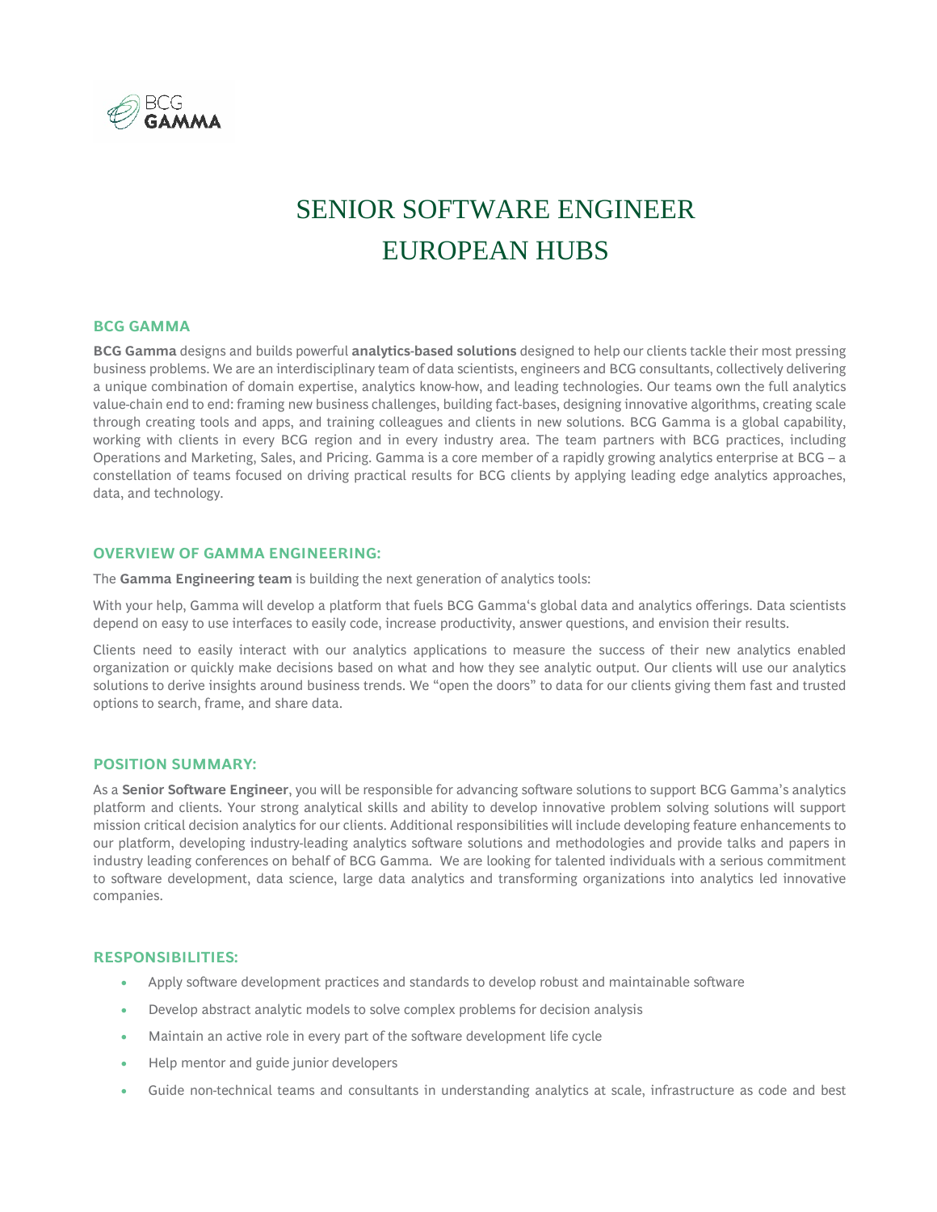# SENIOR SOFTWARE ENGINEER
# EUROPEAN HUBS

## BCG GAMMA

**BCG Gamma** designs and builds powerful **analytics-based solutions** designed to help our clients tackle their most pressing business problems. We are an interdisciplinary team of data scientists, engineers and BCG consultants, collectively delivering a unique combination of domain expertise, analytics know-how, and leading technologies. Our teams own the full analytics value-chain end to end: framing new business challenges, building fact-bases, designing innovative algorithms, creating scale through creating tools and apps, and training colleagues and clients in new solutions. BCG Gamma is a global capability, working with clients in every BCG region and in every industry area. The team partners with BCG practices, including Operations and Marketing, Sales, and Pricing. Gamma is a core member of a rapidly growing analytics enterprise at BCG – a constellation of teams focused on driving practical results for BCG clients by applying leading edge analytics approaches, data, and technology.

## OVERVIEW OF GAMMA ENGINEERING:

The **Gamma Engineering team** is building the next generation of analytics tools:

With your help, Gamma will develop a platform that fuels BCG Gamma's global data and analytics offerings. Data scientists depend on easy to use interfaces to easily code, increase productivity, answer questions, and envision their results.

Clients need to easily interact with our analytics applications to measure the success of their new analytics enabled organization or quickly make decisions based on what and how they see analytic output. Our clients will use our analytics solutions to derive insights around business trends. We "open the doors" to data for our clients giving them fast and trusted options to search, frame, and share data.

## POSITION SUMMARY:

As a **Senior Software Engineer**, you will be responsible for advancing software solutions to support BCG Gamma's analytics platform and clients. Your strong analytical skills and ability to develop innovative problem solving solutions will support mission critical decision analytics for our clients. Additional responsibilities will include developing feature enhancements to our platform, developing industry-leading analytics software solutions and methodologies and provide talks and papers in industry leading conferences on behalf of BCG Gamma. We are looking for talented individuals with a serious commitment to software development, data science, large data analytics and transforming organizations into analytics led innovative companies.

## RESPONSIBILITIES:

- Apply software development practices and standards to develop robust and maintainable software
- Develop abstract analytic models to solve complex problems for decision analysis
- Maintain an active role in every part of the software development life cycle
- Help mentor and guide junior developers
- Guide non-technical teams and consultants in understanding analytics at scale, infrastructure as code and best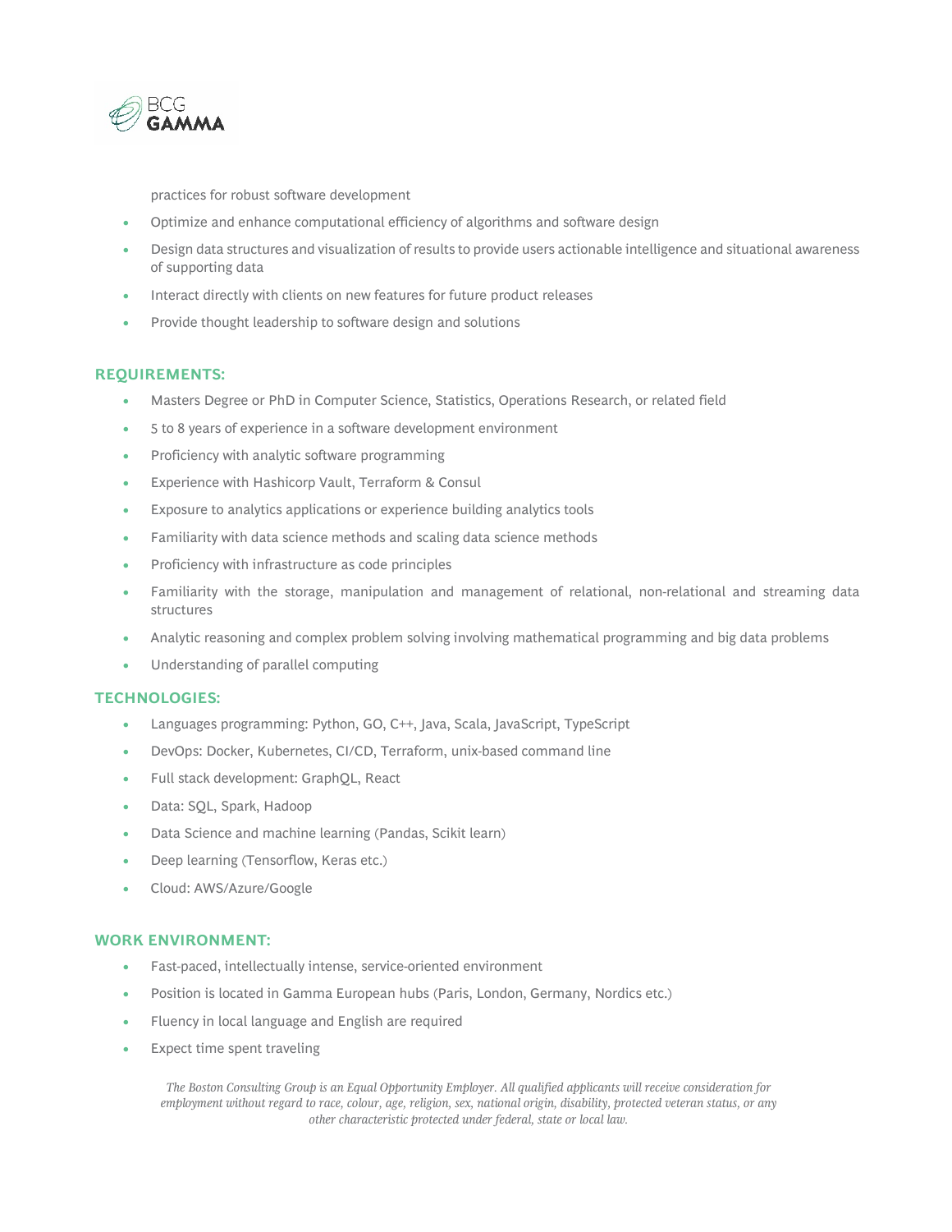practices for robust software development

- Optimize and enhance computational efficiency of algorithms and software design
- Design data structures and visualization of results to provide users actionable intelligence and situational awareness of supporting data
- Interact directly with clients on new features for future product releases
- Provide thought leadership to software design and solutions

## REQUIREMENTS:

- Masters Degree or PhD in Computer Science, Statistics, Operations Research, or related field
- 5 to 8 years of experience in a software development environment
- Proficiency with analytic software programming
- Experience with Hashicorp Vault, Terraform & Consul
- Exposure to analytics applications or experience building analytics tools
- Familiarity with data science methods and scaling data science methods
- Proficiency with infrastructure as code principles
- Familiarity with the storage, manipulation and management of relational, non-relational and streaming data structures
- Analytic reasoning and complex problem solving involving mathematical programming and big data problems
- Understanding of parallel computing

## TECHNOLOGIES:

- Languages programming: Python, GO, C++, Java, Scala, JavaScript, TypeScript
- DevOps: Docker, Kubernetes, CI/CD, Terraform, unix-based command line
- Full stack development: GraphQL, React
- Data: SQL, Spark, Hadoop
- Data Science and machine learning (Pandas, Scikit learn)
- Deep learning (Tensorflow, Keras etc.)
- Cloud: AWS/Azure/Google

## WORK ENVIRONMENT:

- Fast-paced, intellectually intense, service-oriented environment
- Position is located in Gamma European hubs (Paris, London, Germany, Nordics etc.)
- Fluency in local language and English are required
- Expect time spent traveling

*The Boston Consulting Group is an Equal Opportunity Employer. All qualified applicants will receive consideration for employment without regard to race, colour, age, religion, sex, national origin, disability, protected veteran status, or any other characteristic protected under federal, state or local law.*